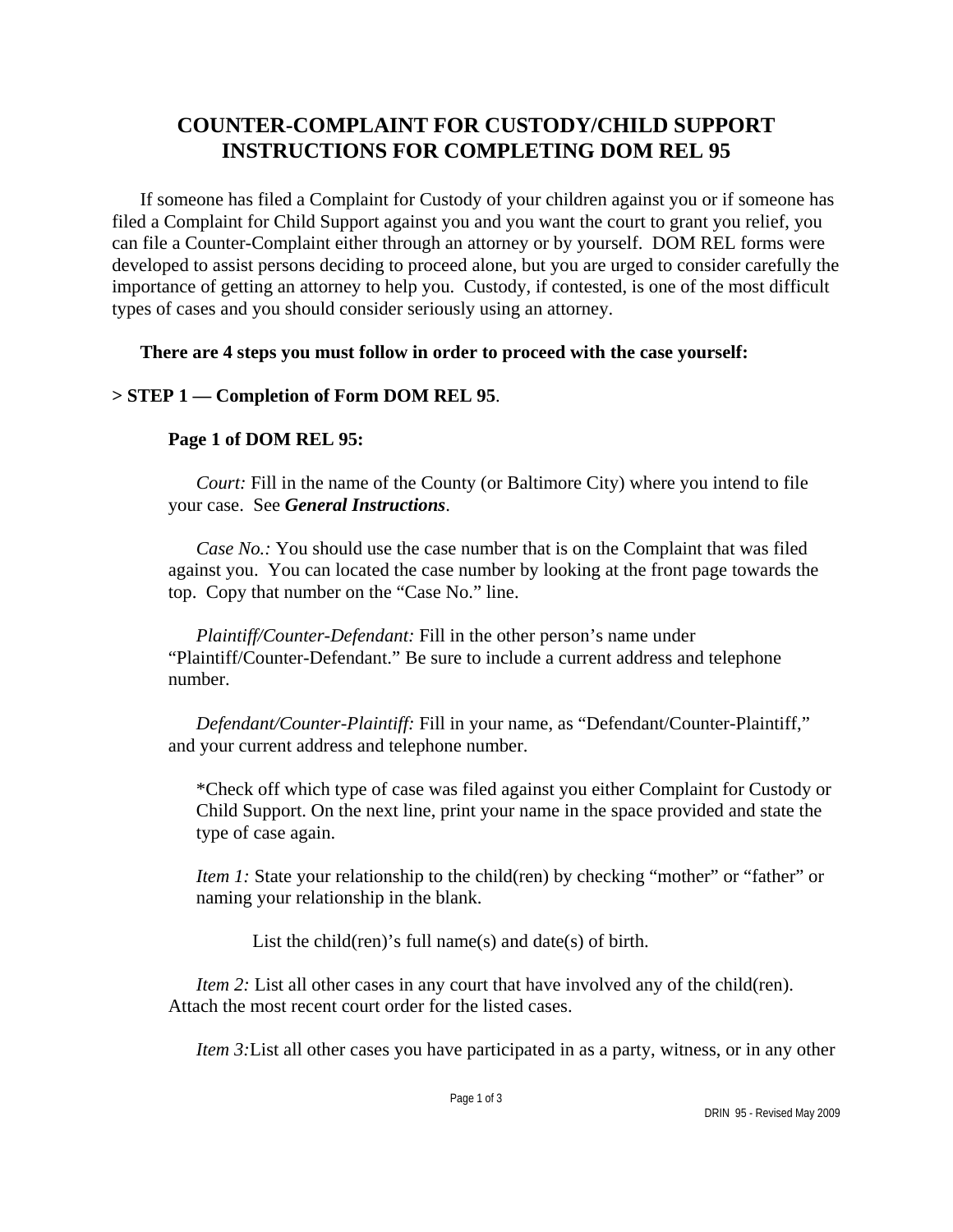# COUNTER-COMPLAINT FOR CUSTODY/CHILD SUPPORT INSTRUCTIONS FOR COMPLETING DOM REL 95

If someone has filed a Complaint for Custody of your children against you or if someone has filed a Complaint for Child Support against you and you want the court to grant you relief, you can file a Counter-Complaint either through an attorney or by yourself. DOM REL forms were developed to assist persons deciding to proceed alone, but you are urged to consider carefully the importance of getting an attorney to help you. Custody, if contested, is one of the most difficult types of cases and you should consider seriously using an attorney.

**There are 4 steps you must follow in order to proceed with the case yourself:**

**> STEP 1 — Completion of Form DOM REL 95**.

**Page 1 of DOM REL 95:**

*Court:* Fill in the name of the County (or Baltimore City) where you intend to file your case. See ***General Instructions***.

*Case No.:* You should use the case number that is on the Complaint that was filed against you. You can located the case number by looking at the front page towards the top. Copy that number on the "Case No." line.

*Plaintiff/Counter-Defendant:* Fill in the other person's name under "Plaintiff/Counter-Defendant." Be sure to include a current address and telephone number.

*Defendant/Counter-Plaintiff:* Fill in your name, as "Defendant/Counter-Plaintiff," and your current address and telephone number.

*Check off which type of case was filed against you either Complaint for Custody or Child Support. On the next line, print your name in the space provided and state the type of case again.

*Item 1:* State your relationship to the child(ren) by checking "mother" or "father" or naming your relationship in the blank.

List the child(ren)'s full name(s) and date(s) of birth.

*Item 2:* List all other cases in any court that have involved any of the child(ren). Attach the most recent court order for the listed cases.

*Item 3:* List all other cases you have participated in as a party, witness, or in any other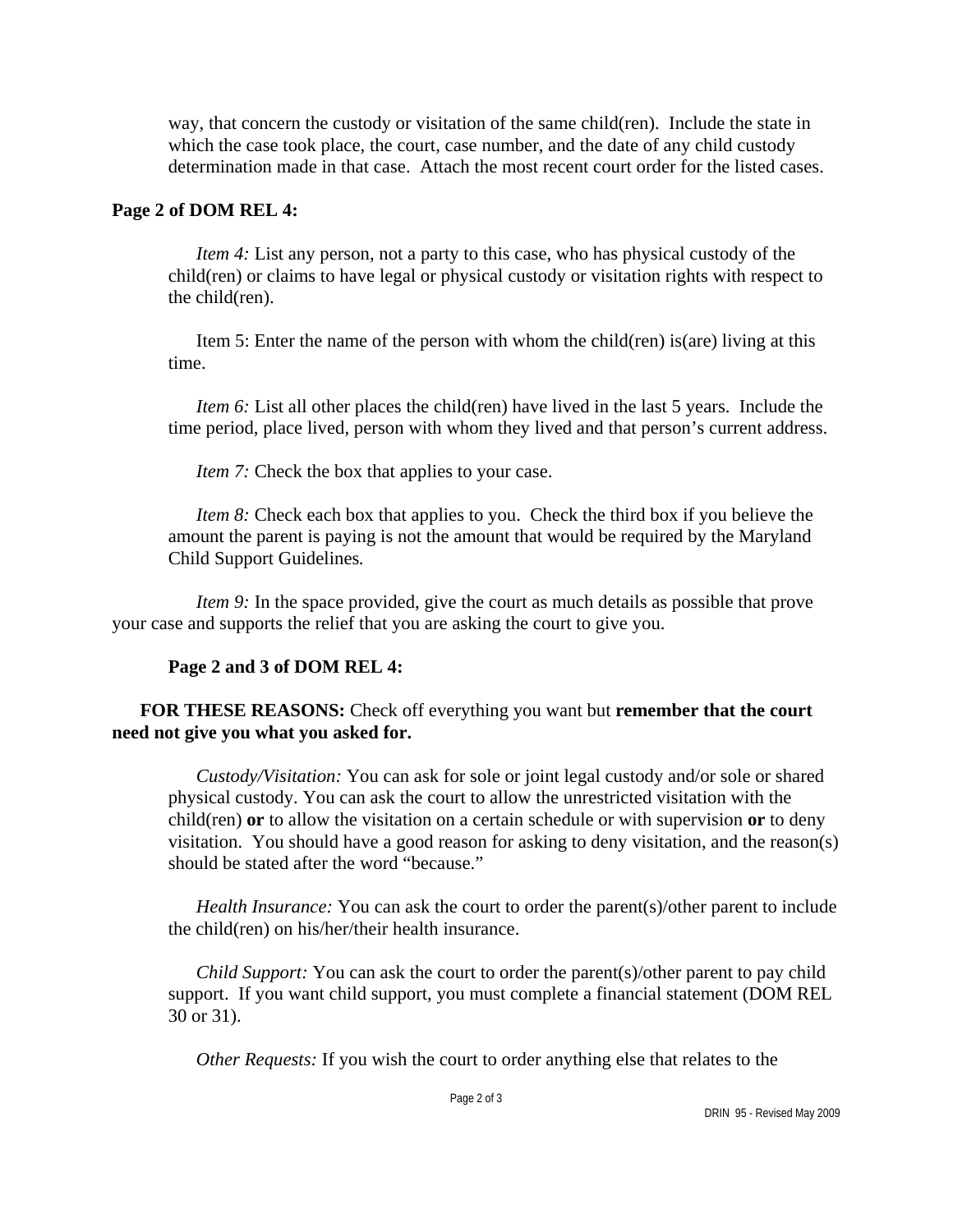way, that concern the custody or visitation of the same child(ren). Include the state in which the case took place, the court, case number, and the date of any child custody determination made in that case. Attach the most recent court order for the listed cases.

**Page 2 of DOM REL 4:**

*Item 4:* List any person, not a party to this case, who has physical custody of the child(ren) or claims to have legal or physical custody or visitation rights with respect to the child(ren).

Item 5: Enter the name of the person with whom the child(ren) is(are) living at this time.

*Item 6:* List all other places the child(ren) have lived in the last 5 years. Include the time period, place lived, person with whom they lived and that person's current address.

*Item 7:* Check the box that applies to your case.

*Item 8:* Check each box that applies to you. Check the third box if you believe the amount the parent is paying is not the amount that would be required by the Maryland Child Support Guidelines*.*

*Item 9:* In the space provided, give the court as much details as possible that prove your case and supports the relief that you are asking the court to give you.

**Page 2 and 3 of DOM REL 4:**

**FOR THESE REASONS:** Check off everything you want but **remember that the court need not give you what you asked for.**

*Custody/Visitation:* You can ask for sole or joint legal custody and/or sole or shared physical custody. You can ask the court to allow the unrestricted visitation with the child(ren) **or** to allow the visitation on a certain schedule or with supervision **or** to deny visitation. You should have a good reason for asking to deny visitation, and the reason(s) should be stated after the word "because."

*Health Insurance:* You can ask the court to order the parent(s)/other parent to include the child(ren) on his/her/their health insurance.

*Child Support:* You can ask the court to order the parent(s)/other parent to pay child support. If you want child support, you must complete a financial statement (DOM REL 30 or 31).

*Other Requests:* If you wish the court to order anything else that relates to the

DRIN 95 - Revised May 2009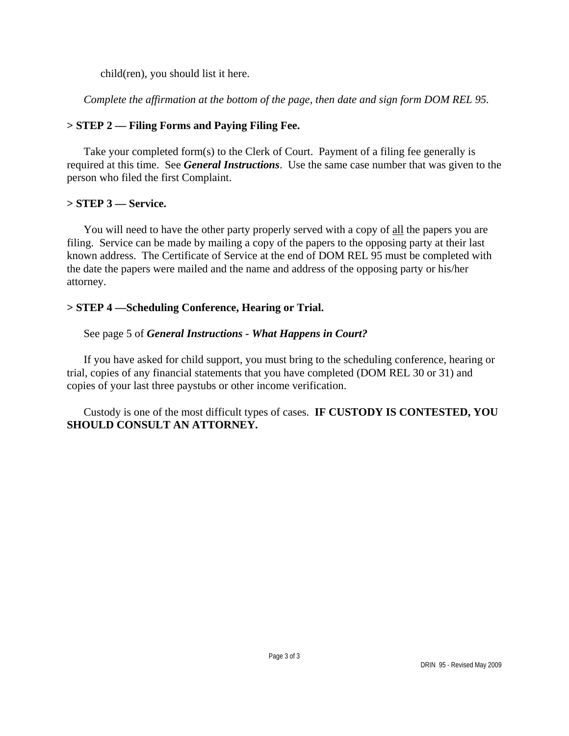child(ren), you should list it here.

*Complete the affirmation at the bottom of the page, then date and sign form DOM REL 95.*

**> STEP 2 — Filing Forms and Paying Filing Fee.**

Take your completed form(s) to the Clerk of Court. Payment of a filing fee generally is required at this time. See ***General Instructions***. Use the same case number that was given to the person who filed the first Complaint.

**> STEP 3 — Service.**

You will need to have the other party properly served with a copy of <u>all</u> the papers you are filing. Service can be made by mailing a copy of the papers to the opposing party at their last known address. The Certificate of Service at the end of DOM REL 95 must be completed with the date the papers were mailed and the name and address of the opposing party or his/her attorney.

**> STEP 4 —Scheduling Conference, Hearing or Trial.**

See page 5 of ***General Instructions - What Happens in Court?***

If you have asked for child support, you must bring to the scheduling conference, hearing or trial, copies of any financial statements that you have completed (DOM REL 30 or 31) and copies of your last three paystubs or other income verification.

Custody is one of the most difficult types of cases. **IF CUSTODY IS CONTESTED, YOU SHOULD CONSULT AN ATTORNEY.**